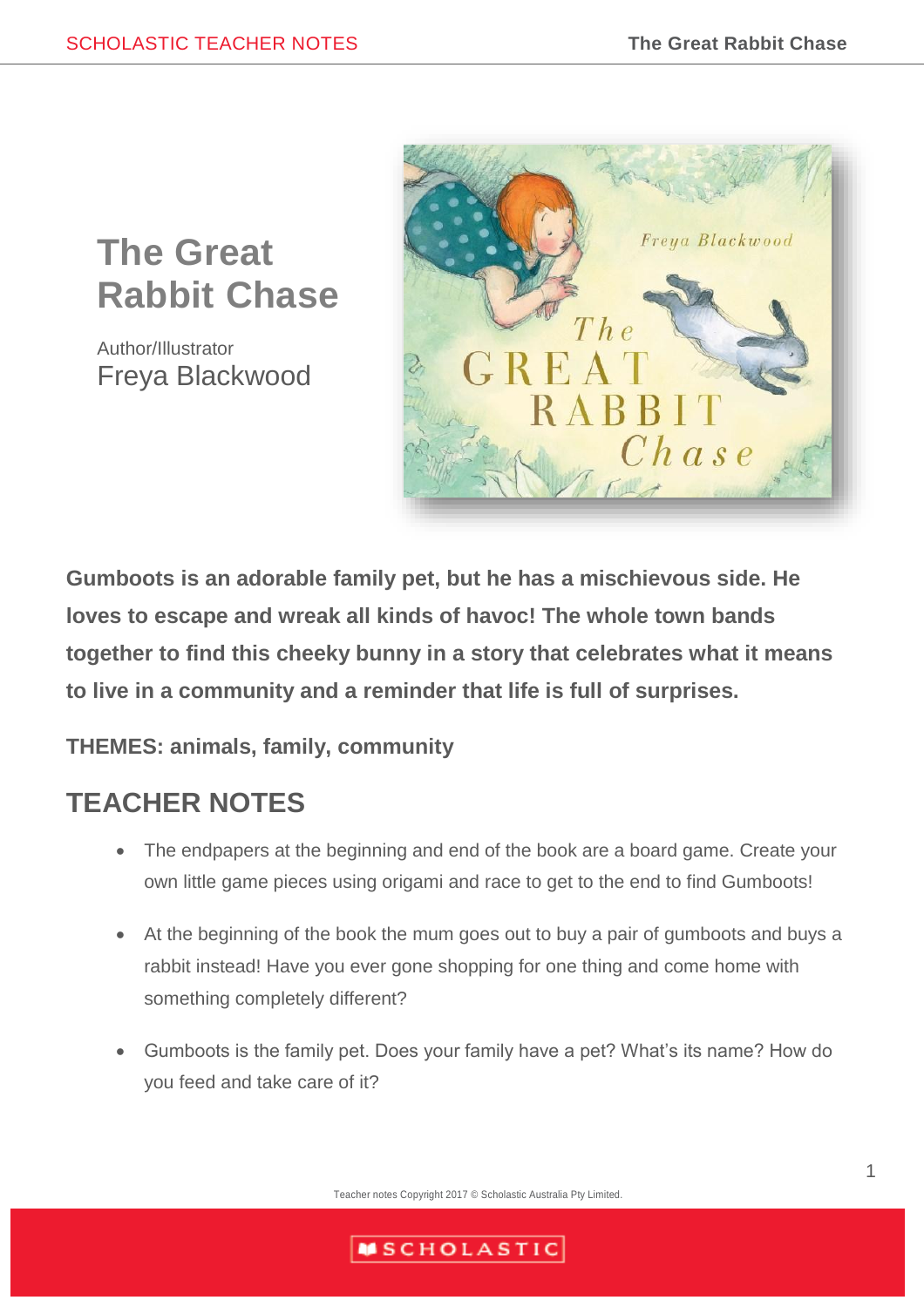# The Great Rabbit Chase

Author/Illustrator

Freya Blackwood

**Gumboots is an adorable family pet, but he has a mischievous side. He loves to escape and wreak all kinds of havoc! The whole town bands together to find this cheeky bunny in a story that celebrates what it means to live in a community and a reminder that life is full of surprises.**

**THEMES: animals, family, community**

## TEACHER NOTES

- The endpapers at the beginning and end of the book are a board game. Create your own little game pieces using origami and race to get to the end to find Gumboots!
- At the beginning of the book the mum goes out to buy a pair of gumboots and buys a rabbit instead! Have you ever gone shopping for one thing and come home with something completely different?
- Gumboots is the family pet. Does your family have a pet? What's its name? How do you feed and take care of it?

Teacher notes Copyright 2017 © Scholastic Australia Pty Limited.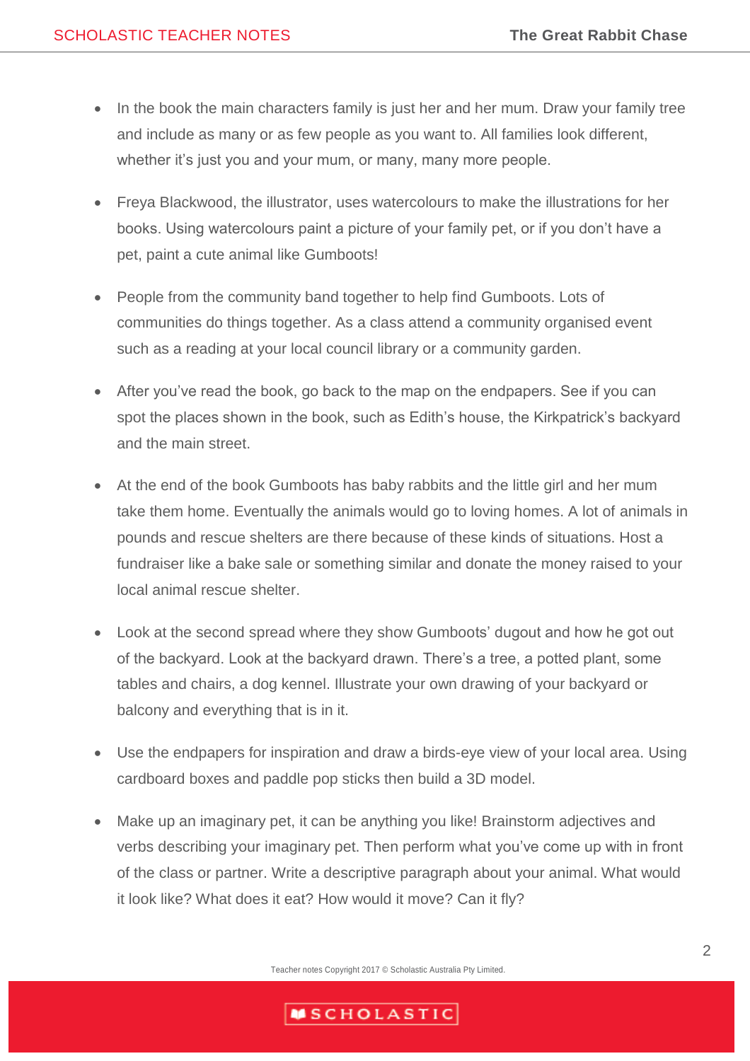- In the book the main characters family is just her and her mum. Draw your family tree and include as many or as few people as you want to. All families look different, whether it's just you and your mum, or many, many more people.
- Freya Blackwood, the illustrator, uses watercolours to make the illustrations for her books. Using watercolours paint a picture of your family pet, or if you don't have a pet, paint a cute animal like Gumboots!
- People from the community band together to help find Gumboots. Lots of communities do things together. As a class attend a community organised event such as a reading at your local council library or a community garden.
- After you've read the book, go back to the map on the endpapers. See if you can spot the places shown in the book, such as Edith's house, the Kirkpatrick's backyard and the main street.
- At the end of the book Gumboots has baby rabbits and the little girl and her mum take them home. Eventually the animals would go to loving homes. A lot of animals in pounds and rescue shelters are there because of these kinds of situations. Host a fundraiser like a bake sale or something similar and donate the money raised to your local animal rescue shelter.
- Look at the second spread where they show Gumboots' dugout and how he got out of the backyard. Look at the backyard drawn. There's a tree, a potted plant, some tables and chairs, a dog kennel. Illustrate your own drawing of your backyard or balcony and everything that is in it.
- Use the endpapers for inspiration and draw a birds-eye view of your local area. Using cardboard boxes and paddle pop sticks then build a 3D model.
- Make up an imaginary pet, it can be anything you like! Brainstorm adjectives and verbs describing your imaginary pet. Then perform what you've come up with in front of the class or partner. Write a descriptive paragraph about your animal. What would it look like? What does it eat? How would it move? Can it fly?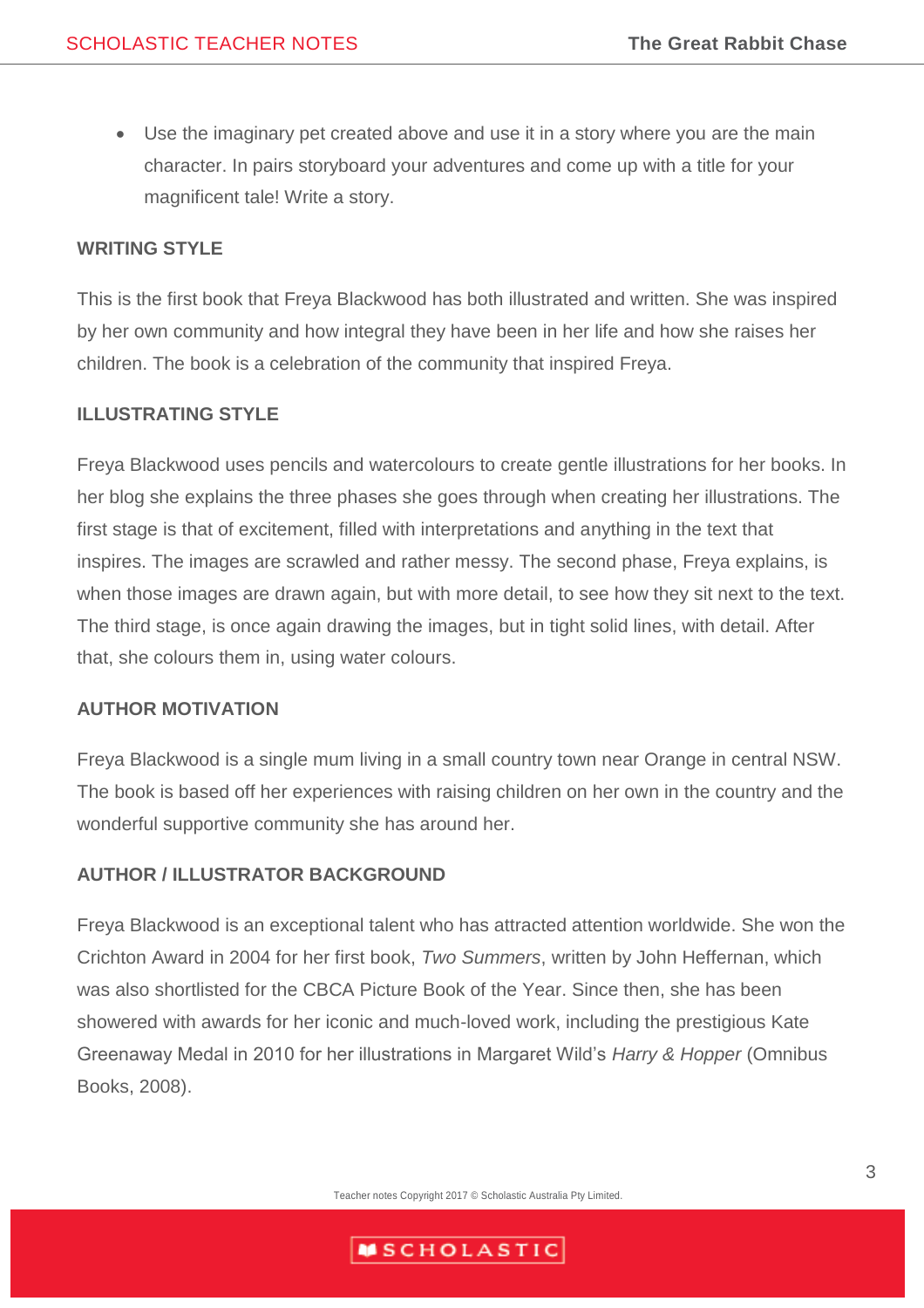- Use the imaginary pet created above and use it in a story where you are the main character. In pairs storyboard your adventures and come up with a title for your magnificent tale! Write a story.

## WRITING STYLE

This is the first book that Freya Blackwood has both illustrated and written. She was inspired by her own community and how integral they have been in her life and how she raises her children. The book is a celebration of the community that inspired Freya.

## ILLUSTRATING STYLE

Freya Blackwood uses pencils and watercolours to create gentle illustrations for her books. In her blog she explains the three phases she goes through when creating her illustrations. The first stage is that of excitement, filled with interpretations and anything in the text that inspires. The images are scrawled and rather messy. The second phase, Freya explains, is when those images are drawn again, but with more detail, to see how they sit next to the text. The third stage, is once again drawing the images, but in tight solid lines, with detail. After that, she colours them in, using water colours.

## AUTHOR MOTIVATION

Freya Blackwood is a single mum living in a small country town near Orange in central NSW. The book is based off her experiences with raising children on her own in the country and the wonderful supportive community she has around her.

## AUTHOR / ILLUSTRATOR BACKGROUND

Freya Blackwood is an exceptional talent who has attracted attention worldwide. She won the Crichton Award in 2004 for her first book, *Two Summers*, written by John Heffernan, which was also shortlisted for the CBCA Picture Book of the Year. Since then, she has been showered with awards for her iconic and much-loved work, including the prestigious Kate Greenaway Medal in 2010 for her illustrations in Margaret Wild's *Harry & Hopper* (Omnibus Books, 2008).

Teacher notes Copyright 2017 © Scholastic Australia Pty Limited.